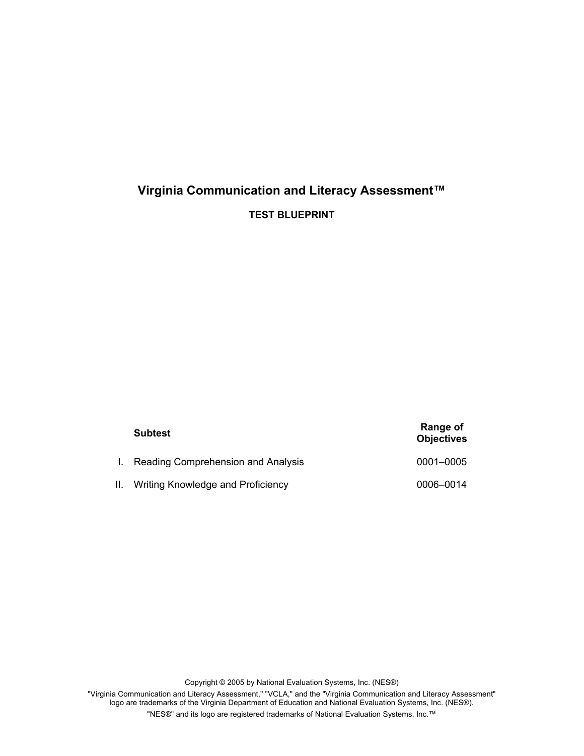# Virginia Communication and Literacy Assessment™

## TEST BLUEPRINT

| | Subtest | Range of Objectives |
|---|---|---|
| I. | Reading Comprehension and Analysis | 0001–0005 |
| II. | Writing Knowledge and Proficiency | 0006–0014 |

Copyright © 2005 by National Evaluation Systems, Inc. (NES®)

"Virginia Communication and Literacy Assessment," "VCLA," and the "Virginia Communication and Literacy Assessment" logo are trademarks of the Virginia Department of Education and National Evaluation Systems, Inc. (NES®).

"NES®" and its logo are registered trademarks of National Evaluation Systems, Inc.™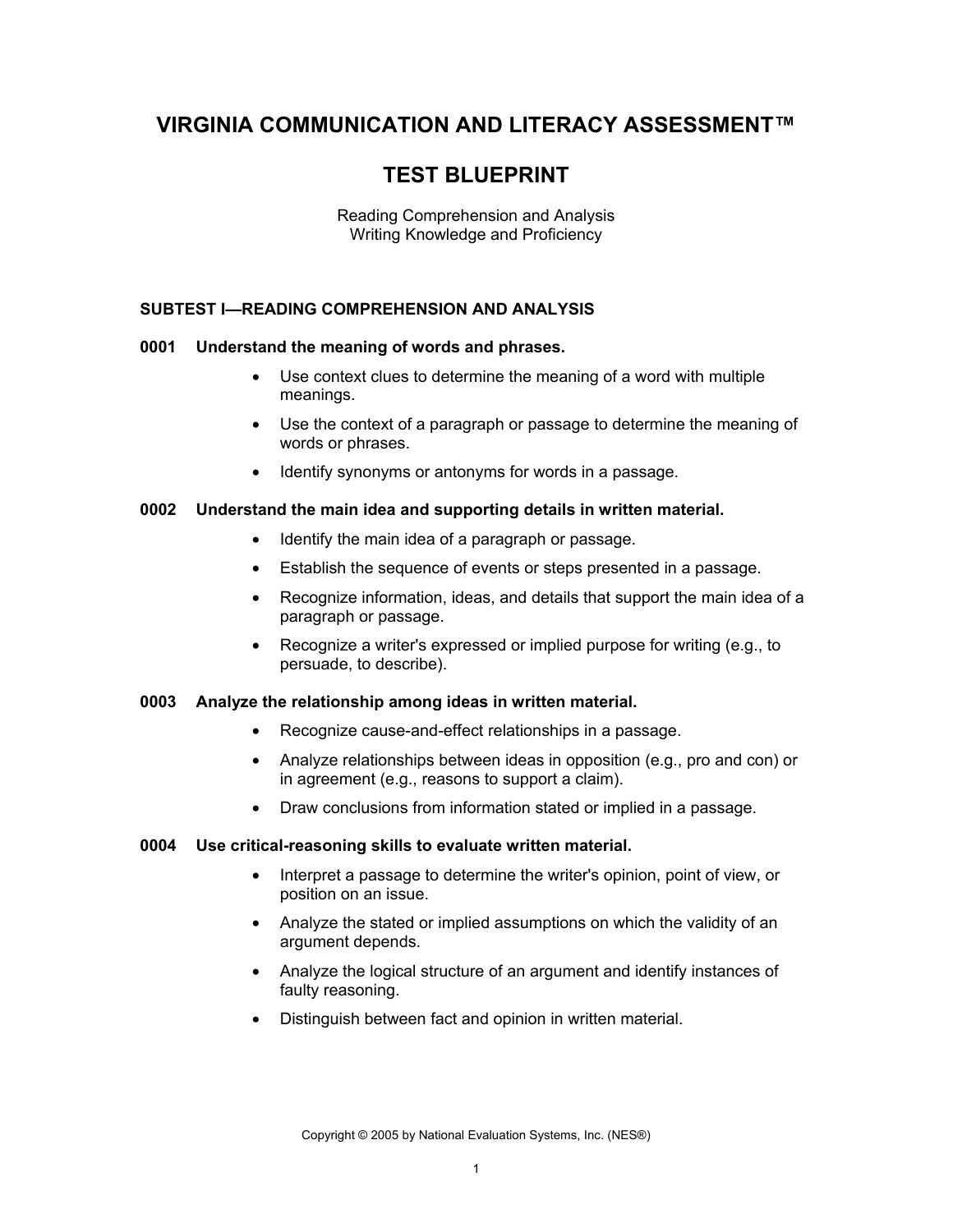# VIRGINIA COMMUNICATION AND LITERACY ASSESSMENT™

# TEST BLUEPRINT

Reading Comprehension and Analysis
Writing Knowledge and Proficiency

## SUBTEST I—READING COMPREHENSION AND ANALYSIS

### 0001 Understand the meaning of words and phrases.

- Use context clues to determine the meaning of a word with multiple meanings.
- Use the context of a paragraph or passage to determine the meaning of words or phrases.
- Identify synonyms or antonyms for words in a passage.

### 0002 Understand the main idea and supporting details in written material.

- Identify the main idea of a paragraph or passage.
- Establish the sequence of events or steps presented in a passage.
- Recognize information, ideas, and details that support the main idea of a paragraph or passage.
- Recognize a writer's expressed or implied purpose for writing (e.g., to persuade, to describe).

### 0003 Analyze the relationship among ideas in written material.

- Recognize cause-and-effect relationships in a passage.
- Analyze relationships between ideas in opposition (e.g., pro and con) or in agreement (e.g., reasons to support a claim).
- Draw conclusions from information stated or implied in a passage.

### 0004 Use critical-reasoning skills to evaluate written material.

- Interpret a passage to determine the writer's opinion, point of view, or position on an issue.
- Analyze the stated or implied assumptions on which the validity of an argument depends.
- Analyze the logical structure of an argument and identify instances of faulty reasoning.
- Distinguish between fact and opinion in written material.

Copyright © 2005 by National Evaluation Systems, Inc. (NES®)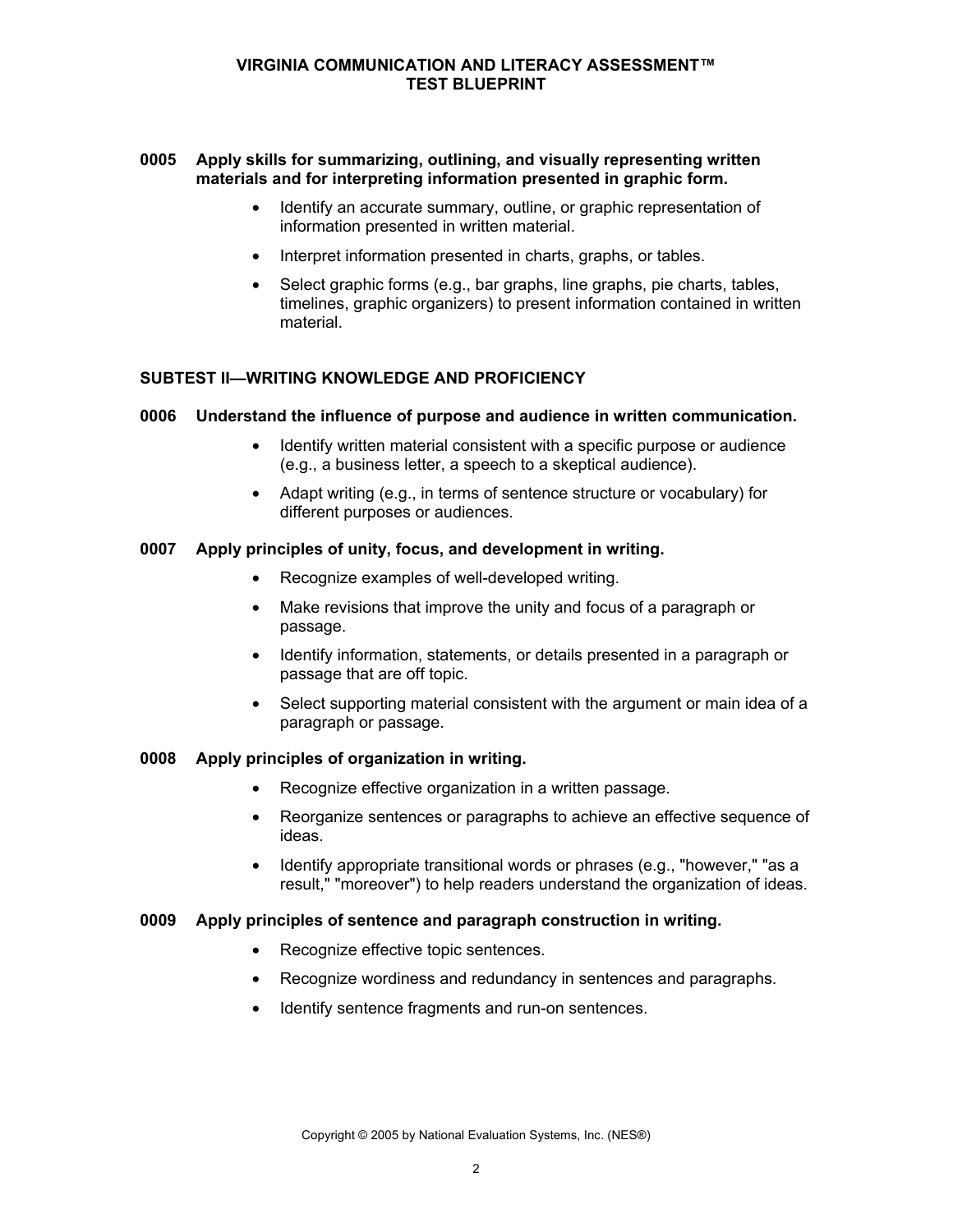**0005 Apply skills for summarizing, outlining, and visually representing written materials and for interpreting information presented in graphic form.**

- Identify an accurate summary, outline, or graphic representation of information presented in written material.
- Interpret information presented in charts, graphs, or tables.
- Select graphic forms (e.g., bar graphs, line graphs, pie charts, tables, timelines, graphic organizers) to present information contained in written material.

## SUBTEST II—WRITING KNOWLEDGE AND PROFICIENCY

**0006 Understand the influence of purpose and audience in written communication.**

- Identify written material consistent with a specific purpose or audience (e.g., a business letter, a speech to a skeptical audience).
- Adapt writing (e.g., in terms of sentence structure or vocabulary) for different purposes or audiences.

**0007 Apply principles of unity, focus, and development in writing.**

- Recognize examples of well-developed writing.
- Make revisions that improve the unity and focus of a paragraph or passage.
- Identify information, statements, or details presented in a paragraph or passage that are off topic.
- Select supporting material consistent with the argument or main idea of a paragraph or passage.

**0008 Apply principles of organization in writing.**

- Recognize effective organization in a written passage.
- Reorganize sentences or paragraphs to achieve an effective sequence of ideas.
- Identify appropriate transitional words or phrases (e.g., "however," "as a result," "moreover") to help readers understand the organization of ideas.

**0009 Apply principles of sentence and paragraph construction in writing.**

- Recognize effective topic sentences.
- Recognize wordiness and redundancy in sentences and paragraphs.
- Identify sentence fragments and run-on sentences.

Copyright © 2005 by National Evaluation Systems, Inc. (NES®)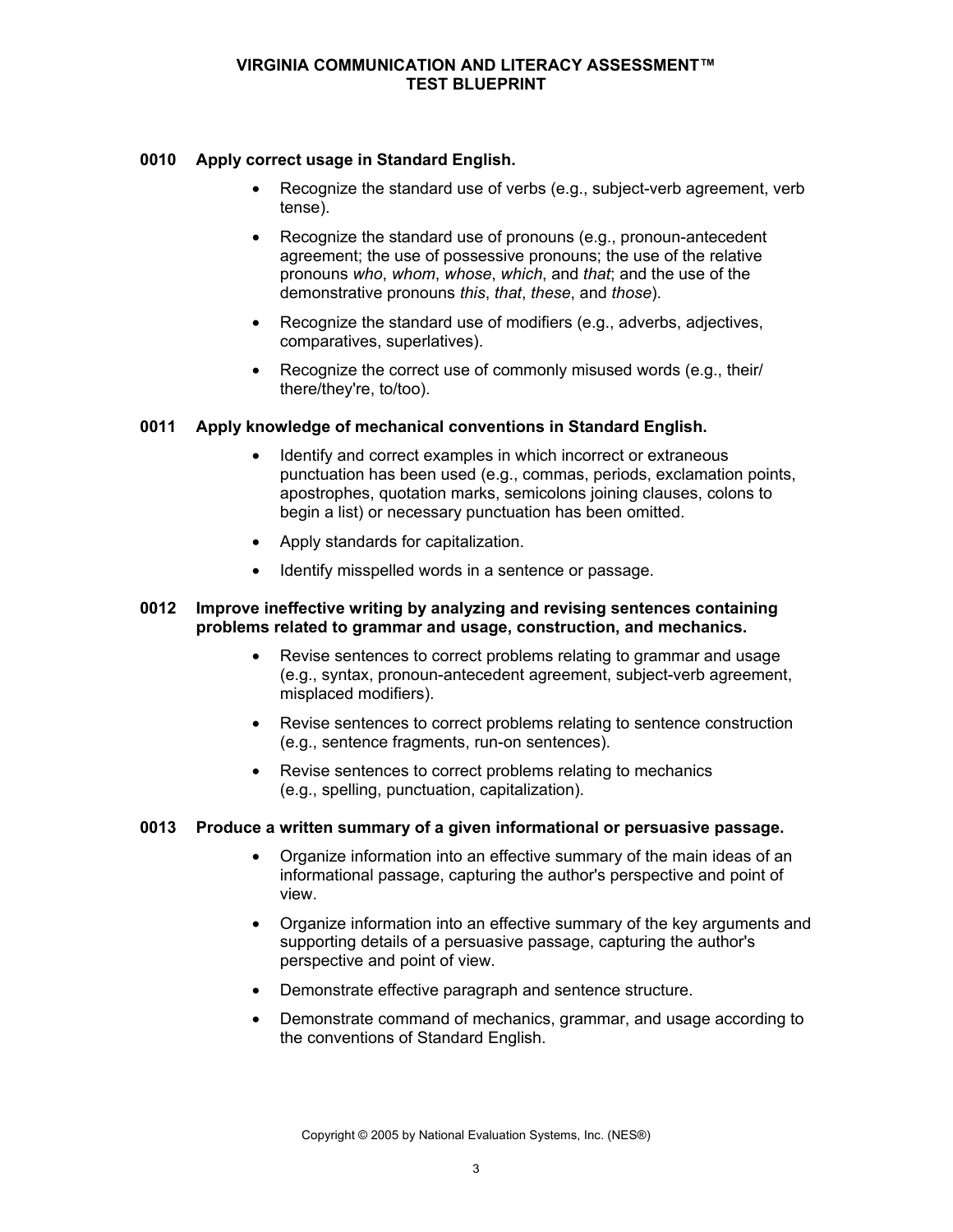**0010 Apply correct usage in Standard English.**

- Recognize the standard use of verbs (e.g., subject-verb agreement, verb tense).
- Recognize the standard use of pronouns (e.g., pronoun-antecedent agreement; the use of possessive pronouns; the use of the relative pronouns *who*, *whom*, *whose*, *which*, and *that*; and the use of the demonstrative pronouns *this*, *that*, *these*, and *those*).
- Recognize the standard use of modifiers (e.g., adverbs, adjectives, comparatives, superlatives).
- Recognize the correct use of commonly misused words (e.g., their/there/they're, to/too).

**0011 Apply knowledge of mechanical conventions in Standard English.**

- Identify and correct examples in which incorrect or extraneous punctuation has been used (e.g., commas, periods, exclamation points, apostrophes, quotation marks, semicolons joining clauses, colons to begin a list) or necessary punctuation has been omitted.
- Apply standards for capitalization.
- Identify misspelled words in a sentence or passage.

**0012 Improve ineffective writing by analyzing and revising sentences containing problems related to grammar and usage, construction, and mechanics.**

- Revise sentences to correct problems relating to grammar and usage (e.g., syntax, pronoun-antecedent agreement, subject-verb agreement, misplaced modifiers).
- Revise sentences to correct problems relating to sentence construction (e.g., sentence fragments, run-on sentences).
- Revise sentences to correct problems relating to mechanics (e.g., spelling, punctuation, capitalization).

**0013 Produce a written summary of a given informational or persuasive passage.**

- Organize information into an effective summary of the main ideas of an informational passage, capturing the author's perspective and point of view.
- Organize information into an effective summary of the key arguments and supporting details of a persuasive passage, capturing the author's perspective and point of view.
- Demonstrate effective paragraph and sentence structure.
- Demonstrate command of mechanics, grammar, and usage according to the conventions of Standard English.

Copyright © 2005 by National Evaluation Systems, Inc. (NES®)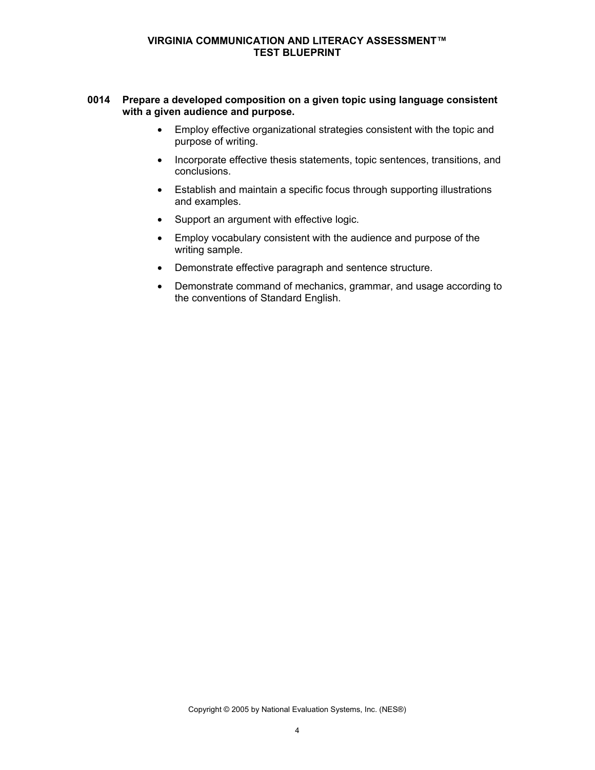**0014 Prepare a developed composition on a given topic using language consistent with a given audience and purpose.**

- Employ effective organizational strategies consistent with the topic and purpose of writing.
- Incorporate effective thesis statements, topic sentences, transitions, and conclusions.
- Establish and maintain a specific focus through supporting illustrations and examples.
- Support an argument with effective logic.
- Employ vocabulary consistent with the audience and purpose of the writing sample.
- Demonstrate effective paragraph and sentence structure.
- Demonstrate command of mechanics, grammar, and usage according to the conventions of Standard English.